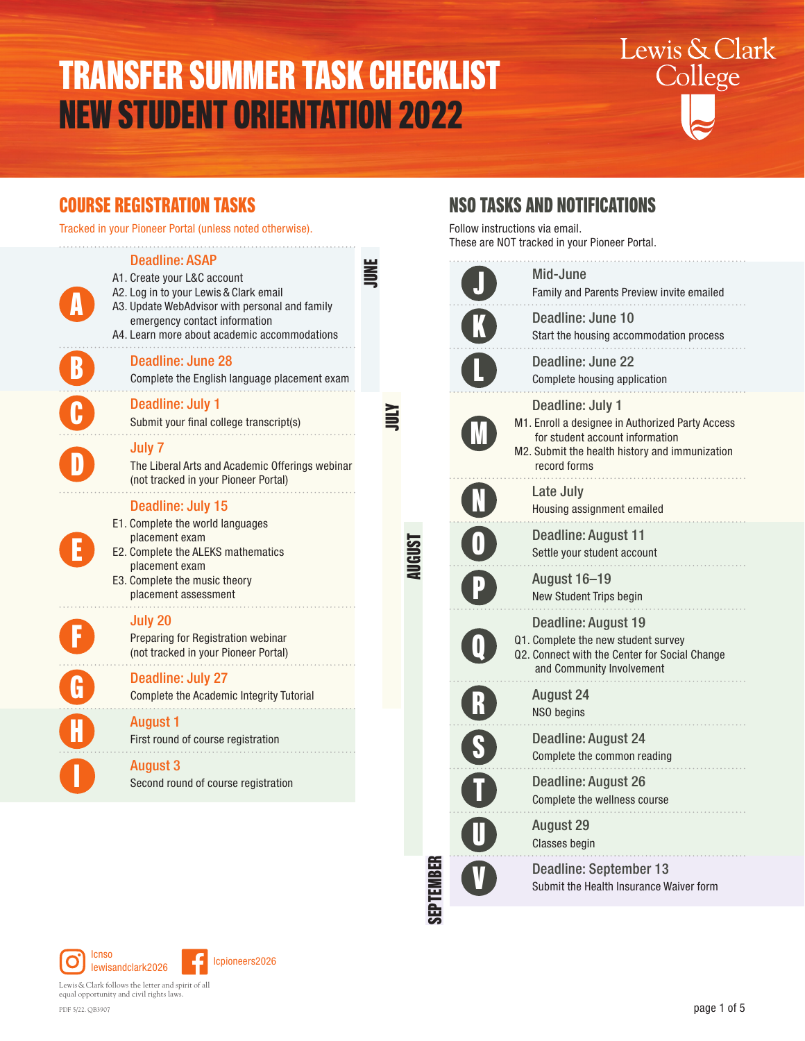# TRANSFER SUMMER TASK CHECKLIST
# NEW STUDENT ORIENTATION 2022

Lewis & Clark College

## COURSE REGISTRATION TASKS

Tracked in your Pioneer Portal (unless noted otherwise).

### JUNE

**A** — Deadline: ASAP
- A1. Create your L&C account
- A2. Log in to your Lewis & Clark email
- A3. Update WebAdvisor with personal and family emergency contact information
- A4. Learn more about academic accommodations

**B** — Deadline: June 28
Complete the English language placement exam

### JULY

**C** — Deadline: July 1
Submit your final college transcript(s)

**D** — July 7
The Liberal Arts and Academic Offerings webinar (not tracked in your Pioneer Portal)

**E** — Deadline: July 15
- E1. Complete the world languages placement exam
- E2. Complete the ALEKS mathematics placement exam
- E3. Complete the music theory placement assessment

**F** — July 20
Preparing for Registration webinar (not tracked in your Pioneer Portal)

**G** — Deadline: July 27
Complete the Academic Integrity Tutorial

### AUGUST

**H** — August 1
First round of course registration

**I** — August 3
Second round of course registration

## NSO TASKS AND NOTIFICATIONS

Follow instructions via email.
These are NOT tracked in your Pioneer Portal.

### JUNE

**J** — Mid-June
Family and Parents Preview invite emailed

**K** — Deadline: June 10
Start the housing accommodation process

**L** — Deadline: June 22
Complete housing application

### JULY

**M** — Deadline: July 1
- M1. Enroll a designee in Authorized Party Access for student account information
- M2. Submit the health history and immunization record forms

**N** — Late July
Housing assignment emailed

### AUGUST

**O** — Deadline: August 11
Settle your student account

**P** — August 16–19
New Student Trips begin

**Q** — Deadline: August 19
- Q1. Complete the new student survey
- Q2. Connect with the Center for Social Change and Community Involvement

**R** — August 24
NSO begins

**S** — Deadline: August 24
Complete the common reading

**T** — Deadline: August 26
Complete the wellness course

**U** — August 29
Classes begin

### SEPTEMBER

**V** — Deadline: September 13
Submit the Health Insurance Waiver form

---

lcnso lewisandclark2026

lcpioneers2026

Lewis & Clark follows the letter and spirit of all equal opportunity and civil rights laws.

PDF 5/22. QB3907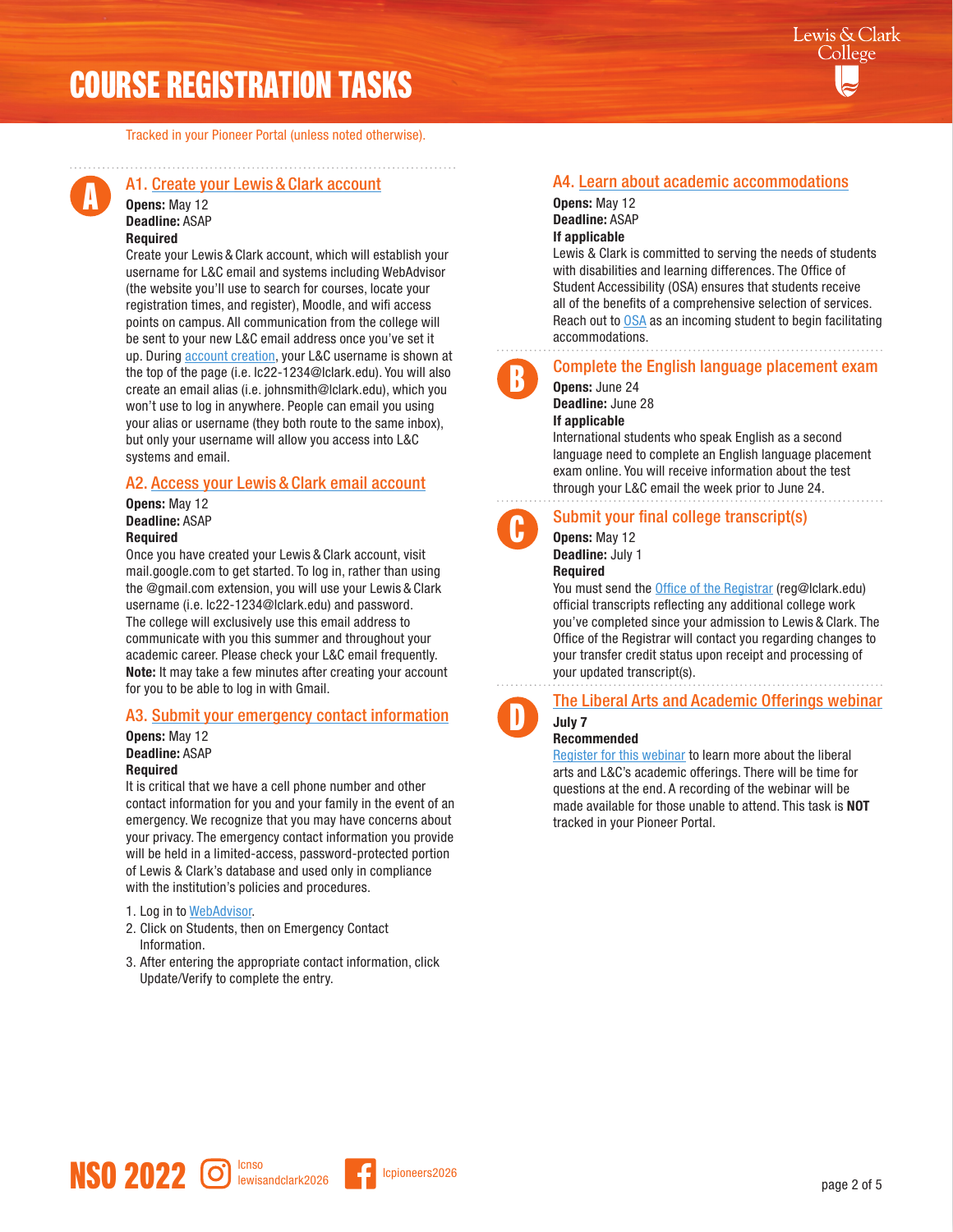# COURSE REGISTRATION TASKS

Tracked in your Pioneer Portal (unless noted otherwise).

## A

### A1. Create your Lewis & Clark account

**Opens:** May 12
**Deadline:** ASAP
**Required**

Create your Lewis & Clark account, which will establish your username for L&C email and systems including WebAdvisor (the website you'll use to search for courses, locate your registration times, and register), Moodle, and wifi access points on campus. All communication from the college will be sent to your new L&C email address once you've set it up. During account creation, your L&C username is shown at the top of the page (i.e. lc22-1234@lclark.edu). You will also create an email alias (i.e. johnsmith@lclark.edu), which you won't use to log in anywhere. People can email you using your alias or username (they both route to the same inbox), but only your username will allow you access into L&C systems and email.

### A2. Access your Lewis & Clark email account

**Opens:** May 12
**Deadline:** ASAP
**Required**

Once you have created your Lewis & Clark account, visit mail.google.com to get started. To log in, rather than using the @gmail.com extension, you will use your Lewis & Clark username (i.e. lc22-1234@lclark.edu) and password. The college will exclusively use this email address to communicate with you this summer and throughout your academic career. Please check your L&C email frequently. **Note:** It may take a few minutes after creating your account for you to be able to log in with Gmail.

### A3. Submit your emergency contact information

**Opens:** May 12
**Deadline:** ASAP
**Required**

It is critical that we have a cell phone number and other contact information for you and your family in the event of an emergency. We recognize that you may have concerns about your privacy. The emergency contact information you provide will be held in a limited-access, password-protected portion of Lewis & Clark's database and used only in compliance with the institution's policies and procedures.

1. Log in to WebAdvisor.
2. Click on Students, then on Emergency Contact Information.
3. After entering the appropriate contact information, click Update/Verify to complete the entry.

### A4. Learn about academic accommodations

**Opens:** May 12
**Deadline:** ASAP
**If applicable**

Lewis & Clark is committed to serving the needs of students with disabilities and learning differences. The Office of Student Accessibility (OSA) ensures that students receive all of the benefits of a comprehensive selection of services. Reach out to OSA as an incoming student to begin facilitating accommodations.

## B

### Complete the English language placement exam

**Opens:** June 24
**Deadline:** June 28
**If applicable**

International students who speak English as a second language need to complete an English language placement exam online. You will receive information about the test through your L&C email the week prior to June 24.

## C

### Submit your final college transcript(s)

**Opens:** May 12
**Deadline:** July 1
**Required**

You must send the Office of the Registrar (reg@lclark.edu) official transcripts reflecting any additional college work you've completed since your admission to Lewis & Clark. The Office of the Registrar will contact you regarding changes to your transfer credit status upon receipt and processing of your updated transcript(s).

## D

### The Liberal Arts and Academic Offerings webinar

**July 7**
**Recommended**

Register for this webinar to learn more about the liberal arts and L&C's academic offerings. There will be time for questions at the end. A recording of the webinar will be made available for those unable to attend. This task is **NOT** tracked in your Pioneer Portal.

NSO 2022 · lcnso · lewisandclark2026 · lcpioneers2026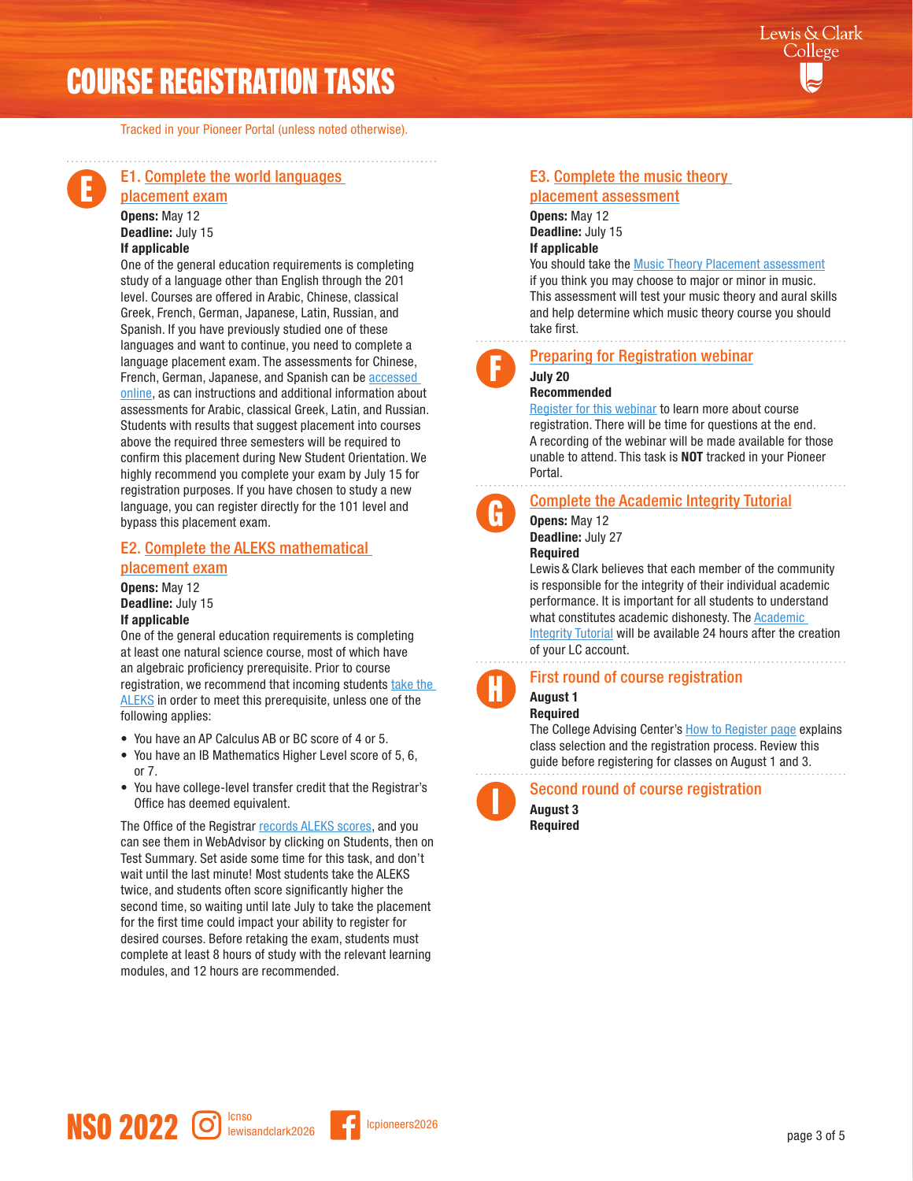# COURSE REGISTRATION TASKS

Tracked in your Pioneer Portal (unless noted otherwise).

## E

### E1. Complete the world languages placement exam

**Opens:** May 12
**Deadline:** July 15
**If applicable**

One of the general education requirements is completing study of a language other than English through the 201 level. Courses are offered in Arabic, Chinese, classical Greek, French, German, Japanese, Latin, Russian, and Spanish. If you have previously studied one of these languages and want to continue, you need to complete a language placement exam. The assessments for Chinese, French, German, Japanese, and Spanish can be accessed online, as can instructions and additional information about assessments for Arabic, classical Greek, Latin, and Russian. Students with results that suggest placement into courses above the required three semesters will be required to confirm this placement during New Student Orientation. We highly recommend you complete your exam by July 15 for registration purposes. If you have chosen to study a new language, you can register directly for the 101 level and bypass this placement exam.

### E2. Complete the ALEKS mathematical placement exam

**Opens:** May 12
**Deadline:** July 15
**If applicable**

One of the general education requirements is completing at least one natural science course, most of which have an algebraic proficiency prerequisite. Prior to course registration, we recommend that incoming students take the ALEKS in order to meet this prerequisite, unless one of the following applies:

- You have an AP Calculus AB or BC score of 4 or 5.
- You have an IB Mathematics Higher Level score of 5, 6, or 7.
- You have college-level transfer credit that the Registrar's Office has deemed equivalent.

The Office of the Registrar records ALEKS scores, and you can see them in WebAdvisor by clicking on Students, then on Test Summary. Set aside some time for this task, and don't wait until the last minute! Most students take the ALEKS twice, and students often score significantly higher the second time, so waiting until late July to take the placement for the first time could impact your ability to register for desired courses. Before retaking the exam, students must complete at least 8 hours of study with the relevant learning modules, and 12 hours are recommended.

### E3. Complete the music theory placement assessment

**Opens:** May 12
**Deadline:** July 15
**If applicable**

You should take the Music Theory Placement assessment if you think you may choose to major or minor in music. This assessment will test your music theory and aural skills and help determine which music theory course you should take first.

## F

### Preparing for Registration webinar

**July 20**
**Recommended**

Register for this webinar to learn more about course registration. There will be time for questions at the end. A recording of the webinar will be made available for those unable to attend. This task is **NOT** tracked in your Pioneer Portal.

## G

### Complete the Academic Integrity Tutorial

**Opens:** May 12
**Deadline:** July 27
**Required**

Lewis & Clark believes that each member of the community is responsible for the integrity of their individual academic performance. It is important for all students to understand what constitutes academic dishonesty. The Academic Integrity Tutorial will be available 24 hours after the creation of your LC account.

## H

### First round of course registration

**August 1**
**Required**

The College Advising Center's How to Register page explains class selection and the registration process. Review this guide before registering for classes on August 1 and 3.

## I

### Second round of course registration

**August 3**
**Required**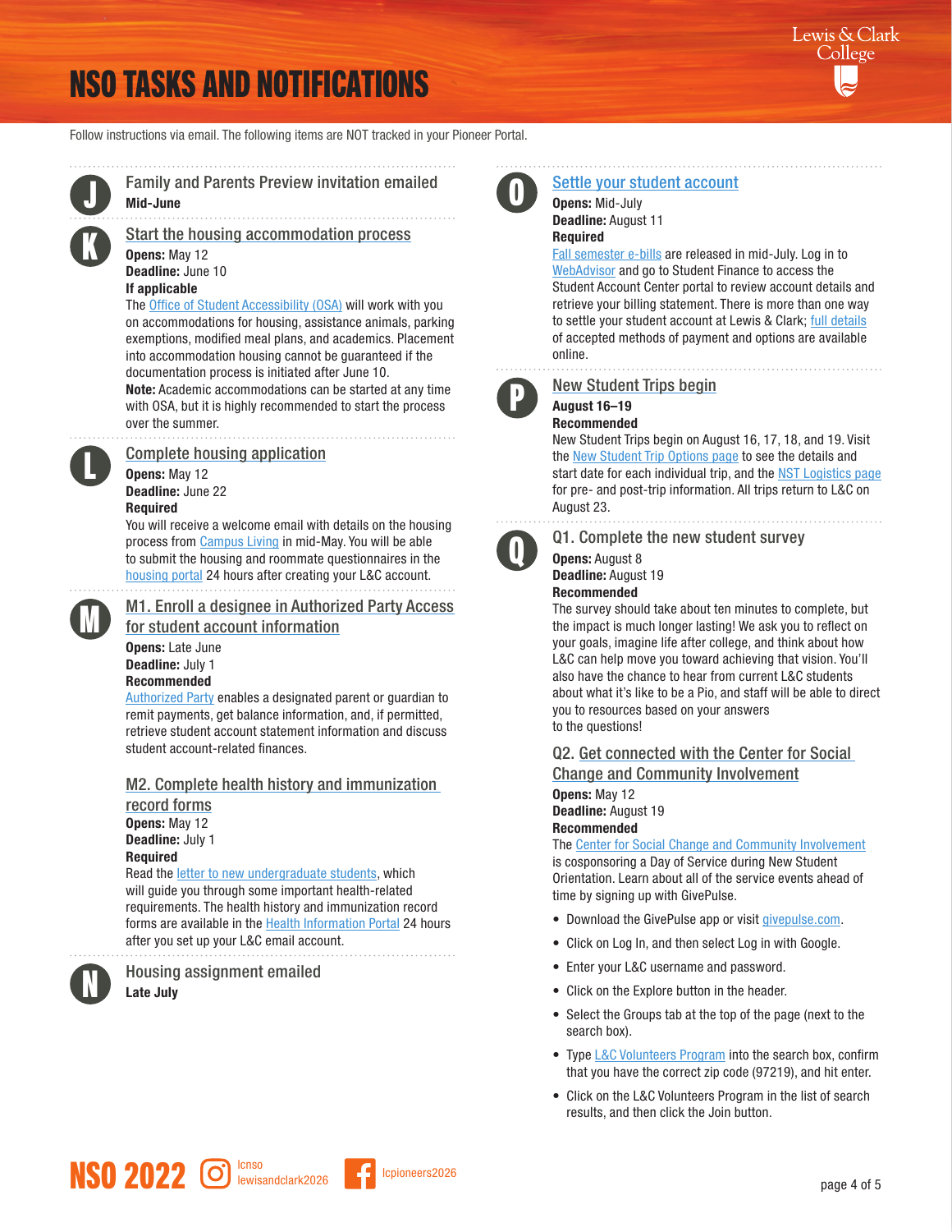# NSO TASKS AND NOTIFICATIONS

Follow instructions via email. The following items are NOT tracked in your Pioneer Portal.

## J — Family and Parents Preview invitation emailed

**Mid-June**

## K — Start the housing accommodation process

**Opens:** May 12
**Deadline:** June 10
**If applicable**

The Office of Student Accessibility (OSA) will work with you on accommodations for housing, assistance animals, parking exemptions, modified meal plans, and academics. Placement into accommodation housing cannot be guaranteed if the documentation process is initiated after June 10.

**Note:** Academic accommodations can be started at any time with OSA, but it is highly recommended to start the process over the summer.

## L — Complete housing application

**Opens:** May 12
**Deadline:** June 22
**Required**

You will receive a welcome email with details on the housing process from Campus Living in mid-May. You will be able to submit the housing and roommate questionnaires in the housing portal 24 hours after creating your L&C account.

## M — M1. Enroll a designee in Authorized Party Access for student account information

**Opens:** Late June
**Deadline:** July 1
**Recommended**

Authorized Party enables a designated parent or guardian to remit payments, get balance information, and, if permitted, retrieve student account statement information and discuss student account-related finances.

### M2. Complete health history and immunization record forms

**Opens:** May 12
**Deadline:** July 1
**Required**

Read the letter to new undergraduate students, which will guide you through some important health-related requirements. The health history and immunization record forms are available in the Health Information Portal 24 hours after you set up your L&C email account.

## N — Housing assignment emailed

**Late July**

## O — Settle your student account

**Opens:** Mid-July
**Deadline:** August 11
**Required**

Fall semester e-bills are released in mid-July. Log in to WebAdvisor and go to Student Finance to access the Student Account Center portal to review account details and retrieve your billing statement. There is more than one way to settle your student account at Lewis & Clark; full details of accepted methods of payment and options are available online.

## P — New Student Trips begin

**August 16–19**
**Recommended**

New Student Trips begin on August 16, 17, 18, and 19. Visit the New Student Trip Options page to see the details and start date for each individual trip, and the NST Logistics page for pre- and post-trip information. All trips return to L&C on August 23.

## Q — Q1. Complete the new student survey

**Opens:** August 8
**Deadline:** August 19
**Recommended**

The survey should take about ten minutes to complete, but the impact is much longer lasting! We ask you to reflect on your goals, imagine life after college, and think about how L&C can help move you toward achieving that vision. You'll also have the chance to hear from current L&C students about what it's like to be a Pio, and staff will be able to direct you to resources based on your answers to the questions!

### Q2. Get connected with the Center for Social Change and Community Involvement

**Opens:** May 12
**Deadline:** August 19
**Recommended**

The Center for Social Change and Community Involvement is cosponsoring a Day of Service during New Student Orientation. Learn about all of the service events ahead of time by signing up with GivePulse.

- Download the GivePulse app or visit givepulse.com.
- Click on Log In, and then select Log in with Google.
- Enter your L&C username and password.
- Click on the Explore button in the header.
- Select the Groups tab at the top of the page (next to the search box).
- Type L&C Volunteers Program into the search box, confirm that you have the correct zip code (97219), and hit enter.
- Click on the L&C Volunteers Program in the list of search results, and then click the Join button.

NSO 2022 — Instagram: lcnso, lewisandclark2026 — Facebook: lcpioneers2026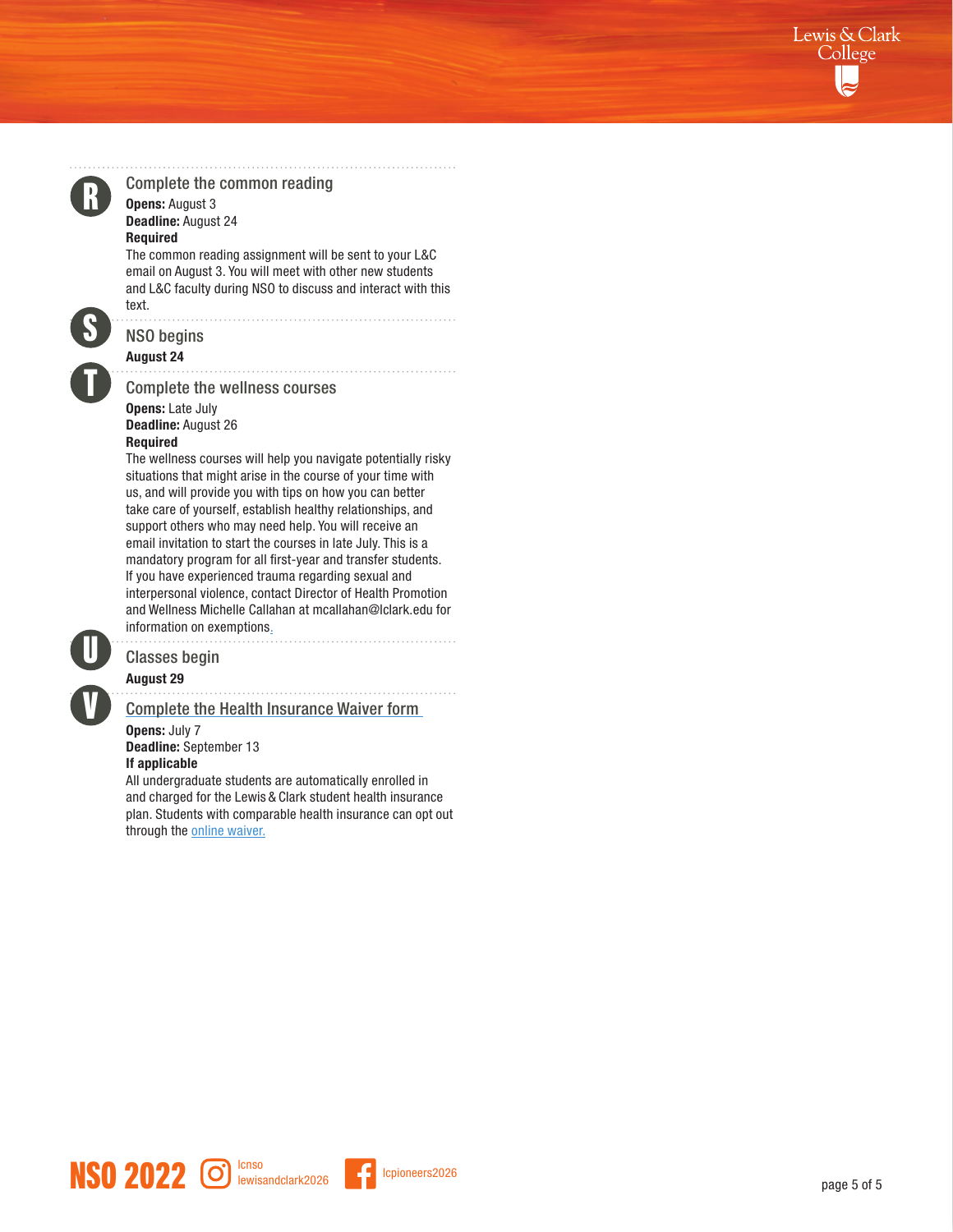## R — Complete the common reading

**Opens:** August 3
**Deadline:** August 24
**Required**
The common reading assignment will be sent to your L&C email on August 3. You will meet with other new students and L&C faculty during NSO to discuss and interact with this text.

## S — NSO begins

**August 24**

## T — Complete the wellness courses

**Opens:** Late July
**Deadline:** August 26
**Required**
The wellness courses will help you navigate potentially risky situations that might arise in the course of your time with us, and will provide you with tips on how you can better take care of yourself, establish healthy relationships, and support others who may need help. You will receive an email invitation to start the courses in late July. This is a mandatory program for all first-year and transfer students. If you have experienced trauma regarding sexual and interpersonal violence, contact Director of Health Promotion and Wellness Michelle Callahan at mcallahan@lclark.edu for information on exemptions.

## U — Classes begin

**August 29**

## V — Complete the Health Insurance Waiver form

**Opens:** July 7
**Deadline:** September 13
**If applicable**
All undergraduate students are automatically enrolled in and charged for the Lewis & Clark student health insurance plan. Students with comparable health insurance can opt out through the online waiver.

NSO 2022 lcnso lewisandclark2026 lcpioneers2026